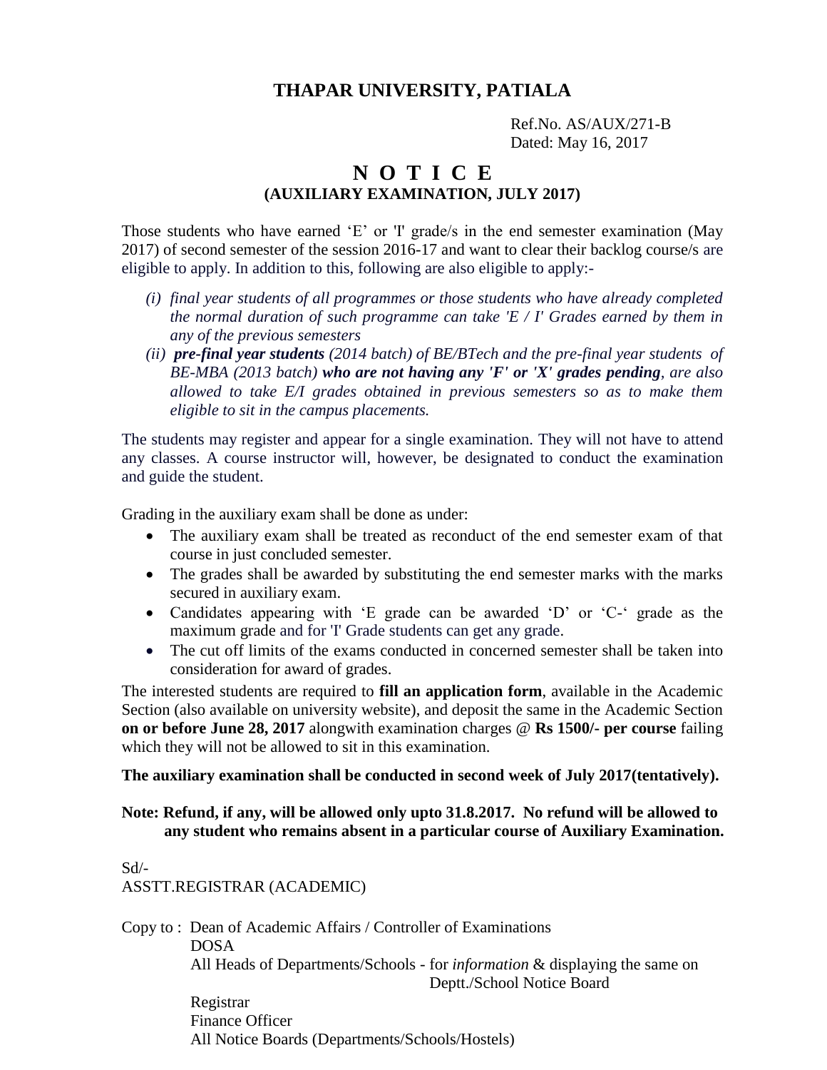# THAPAR UNIVERSITY, PATIALA

Ref.No. AS/AUX/271-B
Dated: May 16, 2017

## N O T I C E
### (AUXILIARY EXAMINATION, JULY 2017)

Those students who have earned 'E' or 'I' grade/s in the end semester examination (May 2017) of second semester of the session 2016-17 and want to clear their backlog course/s are eligible to apply. In addition to this, following are also eligible to apply:-

*(i) final year students of all programmes or those students who have already completed the normal duration of such programme can take 'E / I' Grades earned by them in any of the previous semesters*

*(ii)* ***pre-final year students*** *(2014 batch) of BE/BTech and the pre-final year students of BE-MBA (2013 batch)* ***who are not having any 'F' or 'X' grades pending****, are also allowed to take E/I grades obtained in previous semesters so as to make them eligible to sit in the campus placements.*

The students may register and appear for a single examination. They will not have to attend any classes. A course instructor will, however, be designated to conduct the examination and guide the student.

Grading in the auxiliary exam shall be done as under:

- The auxiliary exam shall be treated as reconduct of the end semester exam of that course in just concluded semester.
- The grades shall be awarded by substituting the end semester marks with the marks secured in auxiliary exam.
- Candidates appearing with 'E grade can be awarded 'D' or 'C-' grade as the maximum grade and for 'I' Grade students can get any grade.
- The cut off limits of the exams conducted in concerned semester shall be taken into consideration for award of grades.

The interested students are required to **fill an application form**, available in the Academic Section (also available on university website), and deposit the same in the Academic Section **on or before June 28, 2017** alongwith examination charges @ **Rs 1500/- per course** failing which they will not be allowed to sit in this examination.

**The auxiliary examination shall be conducted in second week of July 2017(tentatively).**

**Note: Refund, if any, will be allowed only upto 31.8.2017. No refund will be allowed to any student who remains absent in a particular course of Auxiliary Examination.**

Sd/-
ASSTT.REGISTRAR (ACADEMIC)

Copy to : Dean of Academic Affairs / Controller of Examinations
DOSA
All Heads of Departments/Schools - for *information* & displaying the same on Deptt./School Notice Board
Registrar
Finance Officer
All Notice Boards (Departments/Schools/Hostels)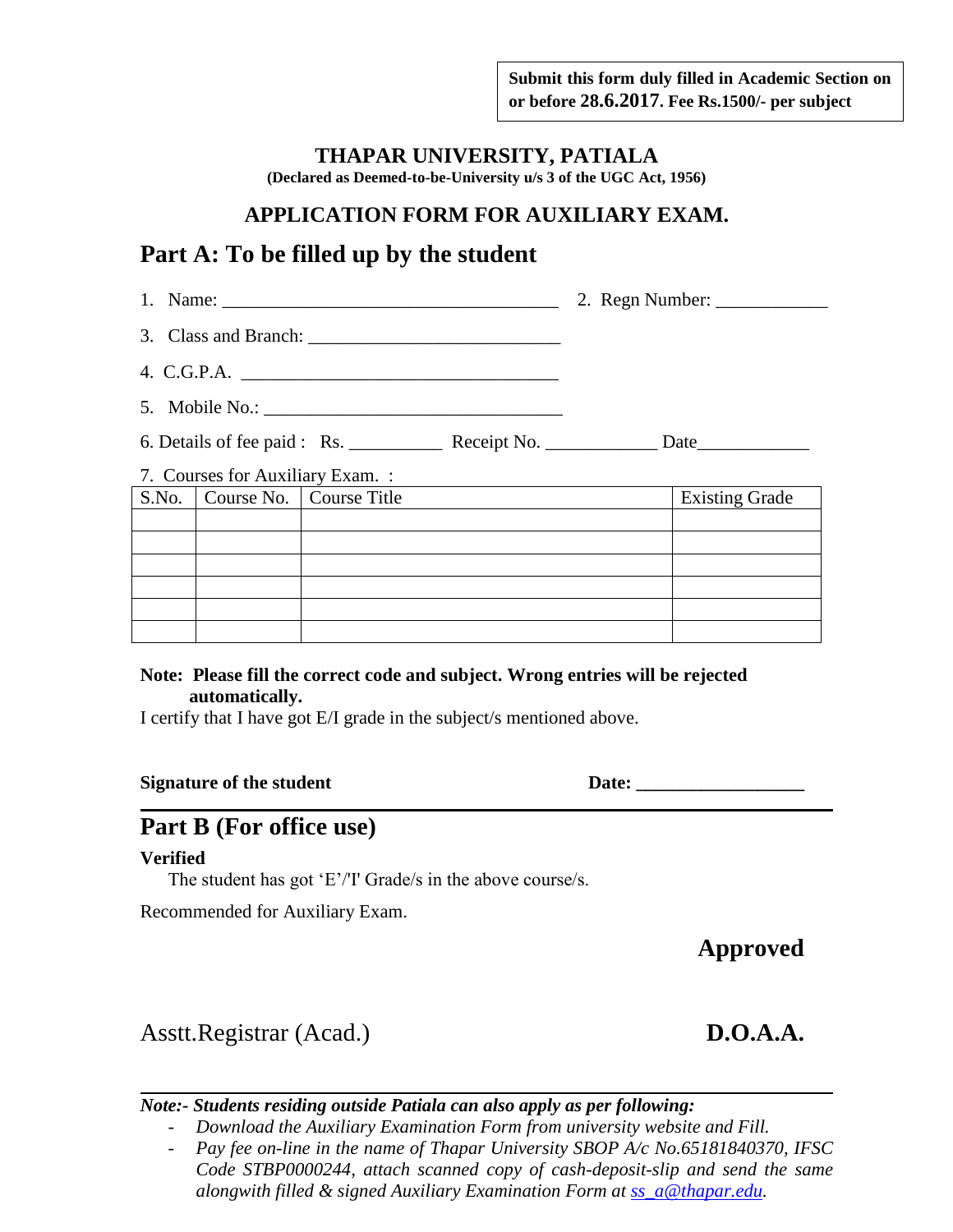**Submit this form duly filled in Academic Section on or before 28.6.2017. Fee Rs.1500/- per subject**

# THAPAR UNIVERSITY, PATIALA

**(Declared as Deemed-to-be-University u/s 3 of the UGC Act, 1956)**

## APPLICATION FORM FOR AUXILIARY EXAM.

## Part A: To be filled up by the student

1. Name: ___________________________________ 2. Regn Number: ____________

3. Class and Branch: ___________________________

4. C.G.P.A. __________________________________

5. Mobile No.: ________________________________

6. Details of fee paid : Rs. __________ Receipt No. ____________ Date____________

7. Courses for Auxiliary Exam. :

| S.No. | Course No. | Course Title | Existing Grade |
|---|---|---|---|
| | | | |
| | | | |
| | | | |
| | | | |
| | | | |
| | | | |

**Note: Please fill the correct code and subject. Wrong entries will be rejected automatically.**

I certify that I have got E/I grade in the subject/s mentioned above.

**Signature of the student** **Date: __________________**

## Part B (For office use)

**Verified**

The student has got 'E'/'I' Grade/s in the above course/s.

Recommended for Auxiliary Exam.

**Approved**

Asstt.Registrar (Acad.) **D.O.A.A.**

***Note:- Students residing outside Patiala can also apply as per following:***

- *Download the Auxiliary Examination Form from university website and Fill.*
- *Pay fee on-line in the name of Thapar University SBOP A/c No.65181840370, IFSC Code STBP0000244, attach scanned copy of cash-deposit-slip and send the same alongwith filled & signed Auxiliary Examination Form at ss_a@thapar.edu.*